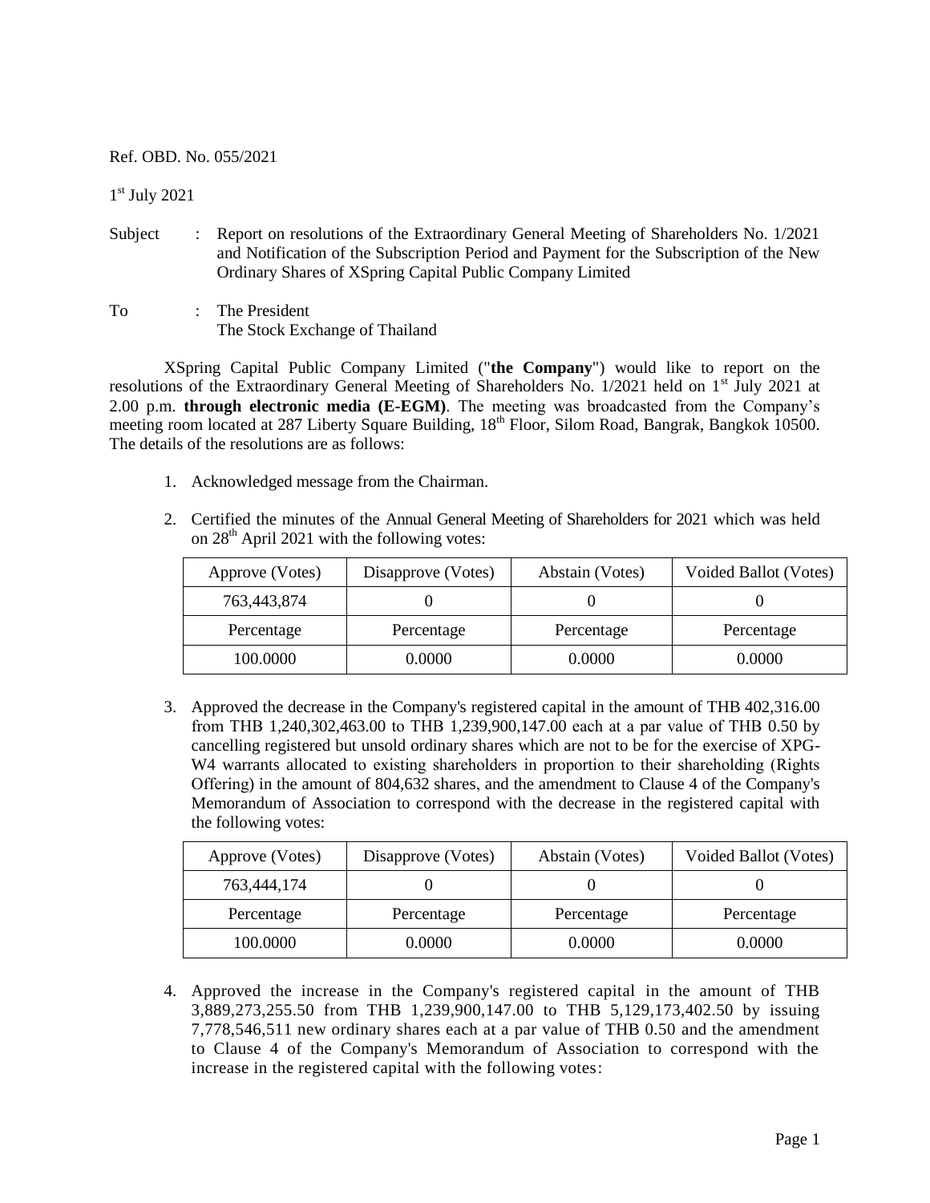Ref. OBD. No. 055/2021

1st July 2021

Subject : Report on resolutions of the Extraordinary General Meeting of Shareholders No. 1/2021 and Notification of the Subscription Period and Payment for the Subscription of the New Ordinary Shares of XSpring Capital Public Company Limited

To : The President
The Stock Exchange of Thailand

XSpring Capital Public Company Limited ("**the Company**") would like to report on the resolutions of the Extraordinary General Meeting of Shareholders No. 1/2021 held on 1st July 2021 at 2.00 p.m. **through electronic media (E-EGM)**. The meeting was broadcasted from the Company's meeting room located at 287 Liberty Square Building, 18th Floor, Silom Road, Bangrak, Bangkok 10500. The details of the resolutions are as follows:

1. Acknowledged message from the Chairman.

2. Certified the minutes of the Annual General Meeting of Shareholders for 2021 which was held on 28th April 2021 with the following votes:

| Approve (Votes) | Disapprove (Votes) | Abstain (Votes) | Voided Ballot (Votes) |
|---|---|---|---|
| 763,443,874 | 0 | 0 | 0 |
| Percentage | Percentage | Percentage | Percentage |
| 100.0000 | 0.0000 | 0.0000 | 0.0000 |

3. Approved the decrease in the Company's registered capital in the amount of THB 402,316.00 from THB 1,240,302,463.00 to THB 1,239,900,147.00 each at a par value of THB 0.50 by cancelling registered but unsold ordinary shares which are not to be for the exercise of XPG-W4 warrants allocated to existing shareholders in proportion to their shareholding (Rights Offering) in the amount of 804,632 shares, and the amendment to Clause 4 of the Company's Memorandum of Association to correspond with the decrease in the registered capital with the following votes:

| Approve (Votes) | Disapprove (Votes) | Abstain (Votes) | Voided Ballot (Votes) |
|---|---|---|---|
| 763,444,174 | 0 | 0 | 0 |
| Percentage | Percentage | Percentage | Percentage |
| 100.0000 | 0.0000 | 0.0000 | 0.0000 |

4. Approved the increase in the Company's registered capital in the amount of THB 3,889,273,255.50 from THB 1,239,900,147.00 to THB 5,129,173,402.50 by issuing 7,778,546,511 new ordinary shares each at a par value of THB 0.50 and the amendment to Clause 4 of the Company's Memorandum of Association to correspond with the increase in the registered capital with the following votes: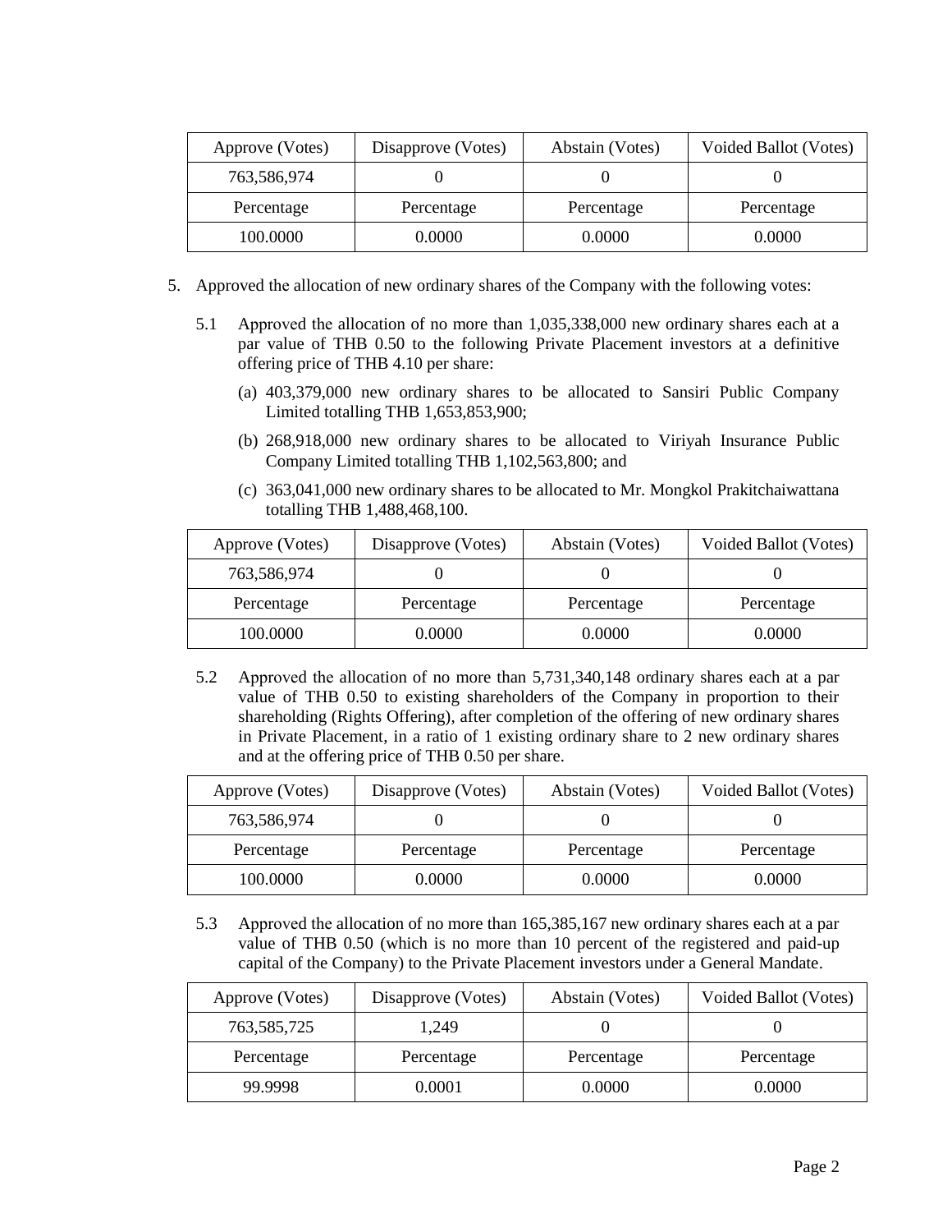| Approve (Votes) | Disapprove (Votes) | Abstain (Votes) | Voided Ballot (Votes) |
|---|---|---|---|
| 763,586,974 | 0 | 0 | 0 |
| Percentage | Percentage | Percentage | Percentage |
| 100.0000 | 0.0000 | 0.0000 | 0.0000 |

5. Approved the allocation of new ordinary shares of the Company with the following votes:

   5.1 Approved the allocation of no more than 1,035,338,000 new ordinary shares each at a par value of THB 0.50 to the following Private Placement investors at a definitive offering price of THB 4.10 per share:

      (a) 403,379,000 new ordinary shares to be allocated to Sansiri Public Company Limited totalling THB 1,653,853,900;

      (b) 268,918,000 new ordinary shares to be allocated to Viriyah Insurance Public Company Limited totalling THB 1,102,563,800; and

      (c) 363,041,000 new ordinary shares to be allocated to Mr. Mongkol Prakitchaiwattana totalling THB 1,488,468,100.

| Approve (Votes) | Disapprove (Votes) | Abstain (Votes) | Voided Ballot (Votes) |
|---|---|---|---|
| 763,586,974 | 0 | 0 | 0 |
| Percentage | Percentage | Percentage | Percentage |
| 100.0000 | 0.0000 | 0.0000 | 0.0000 |

   5.2 Approved the allocation of no more than 5,731,340,148 ordinary shares each at a par value of THB 0.50 to existing shareholders of the Company in proportion to their shareholding (Rights Offering), after completion of the offering of new ordinary shares in Private Placement, in a ratio of 1 existing ordinary share to 2 new ordinary shares and at the offering price of THB 0.50 per share.

| Approve (Votes) | Disapprove (Votes) | Abstain (Votes) | Voided Ballot (Votes) |
|---|---|---|---|
| 763,586,974 | 0 | 0 | 0 |
| Percentage | Percentage | Percentage | Percentage |
| 100.0000 | 0.0000 | 0.0000 | 0.0000 |

   5.3 Approved the allocation of no more than 165,385,167 new ordinary shares each at a par value of THB 0.50 (which is no more than 10 percent of the registered and paid-up capital of the Company) to the Private Placement investors under a General Mandate.

| Approve (Votes) | Disapprove (Votes) | Abstain (Votes) | Voided Ballot (Votes) |
|---|---|---|---|
| 763,585,725 | 1,249 | 0 | 0 |
| Percentage | Percentage | Percentage | Percentage |
| 99.9998 | 0.0001 | 0.0000 | 0.0000 |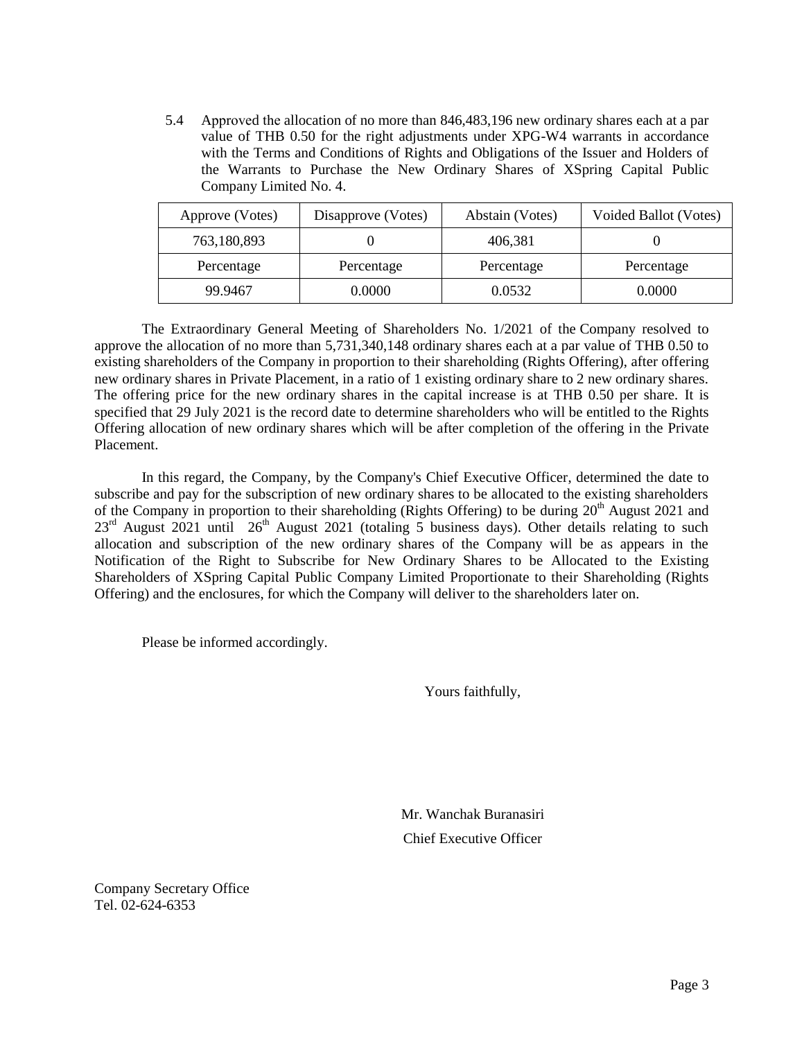5.4 Approved the allocation of no more than 846,483,196 new ordinary shares each at a par value of THB 0.50 for the right adjustments under XPG-W4 warrants in accordance with the Terms and Conditions of Rights and Obligations of the Issuer and Holders of the Warrants to Purchase the New Ordinary Shares of XSpring Capital Public Company Limited No. 4.

| Approve (Votes) | Disapprove (Votes) | Abstain (Votes) | Voided Ballot (Votes) |
|---|---|---|---|
| 763,180,893 | 0 | 406,381 | 0 |
| Percentage | Percentage | Percentage | Percentage |
| 99.9467 | 0.0000 | 0.0532 | 0.0000 |

The Extraordinary General Meeting of Shareholders No. 1/2021 of the Company resolved to approve the allocation of no more than 5,731,340,148 ordinary shares each at a par value of THB 0.50 to existing shareholders of the Company in proportion to their shareholding (Rights Offering), after offering new ordinary shares in Private Placement, in a ratio of 1 existing ordinary share to 2 new ordinary shares. The offering price for the new ordinary shares in the capital increase is at THB 0.50 per share. It is specified that 29 July 2021 is the record date to determine shareholders who will be entitled to the Rights Offering allocation of new ordinary shares which will be after completion of the offering in the Private Placement.

In this regard, the Company, by the Company's Chief Executive Officer, determined the date to subscribe and pay for the subscription of new ordinary shares to be allocated to the existing shareholders of the Company in proportion to their shareholding (Rights Offering) to be during 20th August 2021 and 23rd August 2021 until 26th August 2021 (totaling 5 business days). Other details relating to such allocation and subscription of the new ordinary shares of the Company will be as appears in the Notification of the Right to Subscribe for New Ordinary Shares to be Allocated to the Existing Shareholders of XSpring Capital Public Company Limited Proportionate to their Shareholding (Rights Offering) and the enclosures, for which the Company will deliver to the shareholders later on.

Please be informed accordingly.

Yours faithfully,

Mr. Wanchak Buranasiri

Chief Executive Officer

Company Secretary Office

Tel. 02-624-6353